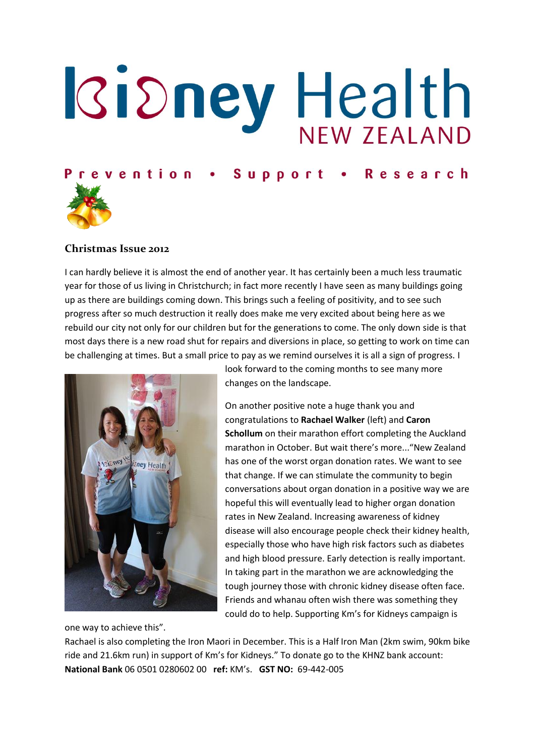# Kidney Health NEW ZEALAND

**Prevention • Support • Research**

## Christmas Issue 2012

I can hardly believe it is almost the end of another year. It has certainly been a much less traumatic year for those of us living in Christchurch; in fact more recently I have seen as many buildings going up as there are buildings coming down. This brings such a feeling of positivity, and to see such progress after so much destruction it really does make me very excited about being here as we rebuild our city not only for our children but for the generations to come. The only down side is that most days there is a new road shut for repairs and diversions in place, so getting to work on time can be challenging at times. But a small price to pay as we remind ourselves it is all a sign of progress. I look forward to the coming months to see many more changes on the landscape.

On another positive note a huge thank you and congratulations to **Rachael Walker** (left) and **Caron Schollum** on their marathon effort completing the Auckland marathon in October. But wait there's more..."New Zealand has one of the worst organ donation rates. We want to see that change. If we can stimulate the community to begin conversations about organ donation in a positive way we are hopeful this will eventually lead to higher organ donation rates in New Zealand. Increasing awareness of kidney disease will also encourage people check their kidney health, especially those who have high risk factors such as diabetes and high blood pressure. Early detection is really important. In taking part in the marathon we are acknowledging the tough journey those with chronic kidney disease often face. Friends and whanau often wish there was something they could do to help. Supporting Km's for Kidneys campaign is one way to achieve this".

Rachael is also completing the Iron Maori in December. This is a Half Iron Man (2km swim, 90km bike ride and 21.6km run) in support of Km's for Kidneys." To donate go to the KHNZ bank account: **National Bank** 06 0501 0280602 00 **ref:** KM's. **GST NO:** 69-442-005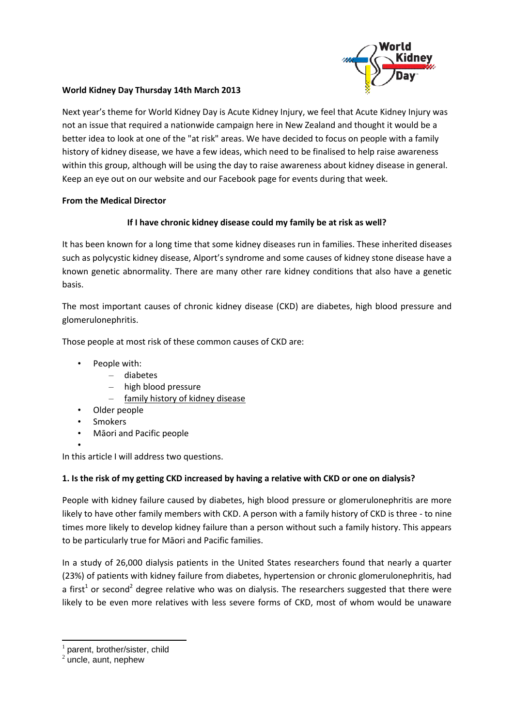**World Kidney Day Thursday 14th March 2013**

Next year's theme for World Kidney Day is Acute Kidney Injury, we feel that Acute Kidney Injury was not an issue that required a nationwide campaign here in New Zealand and thought it would be a better idea to look at one of the "at risk" areas. We have decided to focus on people with a family history of kidney disease, we have a few ideas, which need to be finalised to help raise awareness within this group, although will be using the day to raise awareness about kidney disease in general. Keep an eye out on our website and our Facebook page for events during that week.

**From the Medical Director**

**If I have chronic kidney disease could my family be at risk as well?**

It has been known for a long time that some kidney diseases run in families. These inherited diseases such as polycystic kidney disease, Alport's syndrome and some causes of kidney stone disease have a known genetic abnormality. There are many other rare kidney conditions that also have a genetic basis.

The most important causes of chronic kidney disease (CKD) are diabetes, high blood pressure and glomerulonephritis.

Those people at most risk of these common causes of CKD are:

- People with:
  - diabetes
  - high blood pressure
  - family history of kidney disease
- Older people
- Smokers
- Māori and Pacific people

In this article I will address two questions.

**1. Is the risk of my getting CKD increased by having a relative with CKD or one on dialysis?**

People with kidney failure caused by diabetes, high blood pressure or glomerulonephritis are more likely to have other family members with CKD. A person with a family history of CKD is three - to nine times more likely to develop kidney failure than a person without such a family history. This appears to be particularly true for Māori and Pacific families.

In a study of 26,000 dialysis patients in the United States researchers found that nearly a quarter (23%) of patients with kidney failure from diabetes, hypertension or chronic glomerulonephritis, had a first[1] or second[2] degree relative who was on dialysis. The researchers suggested that there were likely to be even more relatives with less severe forms of CKD, most of whom would be unaware

[1] parent, brother/sister, child

[2] uncle, aunt, nephew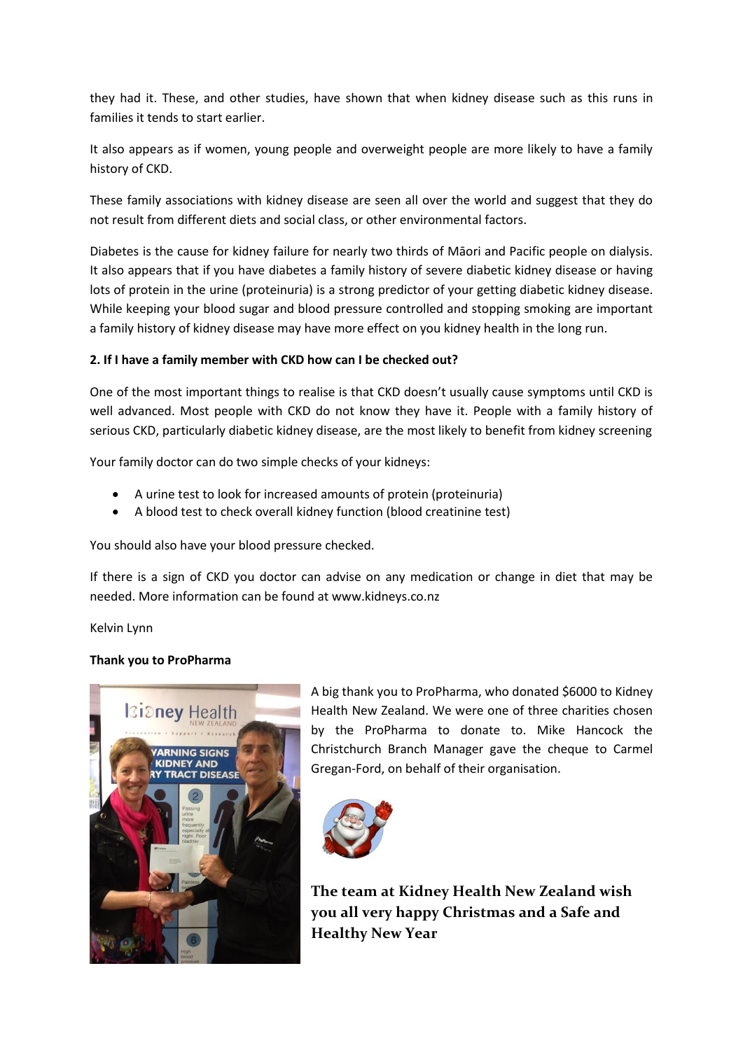they had it. These, and other studies, have shown that when kidney disease such as this runs in families it tends to start earlier.

It also appears as if women, young people and overweight people are more likely to have a family history of CKD.

These family associations with kidney disease are seen all over the world and suggest that they do not result from different diets and social class, or other environmental factors.

Diabetes is the cause for kidney failure for nearly two thirds of Māori and Pacific people on dialysis. It also appears that if you have diabetes a family history of severe diabetic kidney disease or having lots of protein in the urine (proteinuria) is a strong predictor of your getting diabetic kidney disease. While keeping your blood sugar and blood pressure controlled and stopping smoking are important a family history of kidney disease may have more effect on you kidney health in the long run.

**2. If I have a family member with CKD how can I be checked out?**

One of the most important things to realise is that CKD doesn't usually cause symptoms until CKD is well advanced. Most people with CKD do not know they have it. People with a family history of serious CKD, particularly diabetic kidney disease, are the most likely to benefit from kidney screening

Your family doctor can do two simple checks of your kidneys:

- A urine test to look for increased amounts of protein (proteinuria)
- A blood test to check overall kidney function (blood creatinine test)

You should also have your blood pressure checked.

If there is a sign of CKD you doctor can advise on any medication or change in diet that may be needed. More information can be found at www.kidneys.co.nz

Kelvin Lynn

**Thank you to ProPharma**

A big thank you to ProPharma, who donated $6000 to Kidney Health New Zealand. We were one of three charities chosen by the ProPharma to donate to. Mike Hancock the Christchurch Branch Manager gave the cheque to Carmel Gregan-Ford, on behalf of their organisation.

**The team at Kidney Health New Zealand wish you all very happy Christmas and a Safe and Healthy New Year**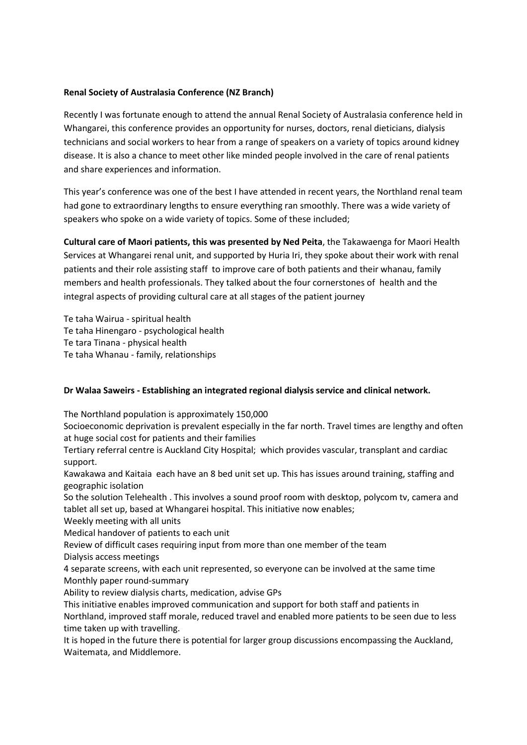**Renal Society of Australasia Conference (NZ Branch)**

Recently I was fortunate enough to attend the annual Renal Society of Australasia conference held in Whangarei, this conference provides an opportunity for nurses, doctors, renal dieticians, dialysis technicians and social workers to hear from a range of speakers on a variety of topics around kidney disease. It is also a chance to meet other like minded people involved in the care of renal patients and share experiences and information.

This year's conference was one of the best I have attended in recent years, the Northland renal team had gone to extraordinary lengths to ensure everything ran smoothly. There was a wide variety of speakers who spoke on a wide variety of topics. Some of these included;

**Cultural care of Maori patients, this was presented by Ned Peita**, the Takawaenga for Maori Health Services at Whangarei renal unit, and supported by Huria Iri, they spoke about their work with renal patients and their role assisting staff to improve care of both patients and their whanau, family members and health professionals. They talked about the four cornerstones of health and the integral aspects of providing cultural care at all stages of the patient journey

Te taha Wairua - spiritual health
Te taha Hinengaro - psychological health
Te tara Tinana - physical health
Te taha Whanau - family, relationships

**Dr Walaa Saweirs - Establishing an integrated regional dialysis service and clinical network.**

The Northland population is approximately 150,000
Socioeconomic deprivation is prevalent especially in the far north. Travel times are lengthy and often at huge social cost for patients and their families
Tertiary referral centre is Auckland City Hospital; which provides vascular, transplant and cardiac support.
Kawakawa and Kaitaia each have an 8 bed unit set up. This has issues around training, staffing and geographic isolation
So the solution Telehealth . This involves a sound proof room with desktop, polycom tv, camera and tablet all set up, based at Whangarei hospital. This initiative now enables;
Weekly meeting with all units
Medical handover of patients to each unit
Review of difficult cases requiring input from more than one member of the team
Dialysis access meetings
4 separate screens, with each unit represented, so everyone can be involved at the same time
Monthly paper round-summary
Ability to review dialysis charts, medication, advise GPs
This initiative enables improved communication and support for both staff and patients in Northland, improved staff morale, reduced travel and enabled more patients to be seen due to less time taken up with travelling.
It is hoped in the future there is potential for larger group discussions encompassing the Auckland, Waitemata, and Middlemore.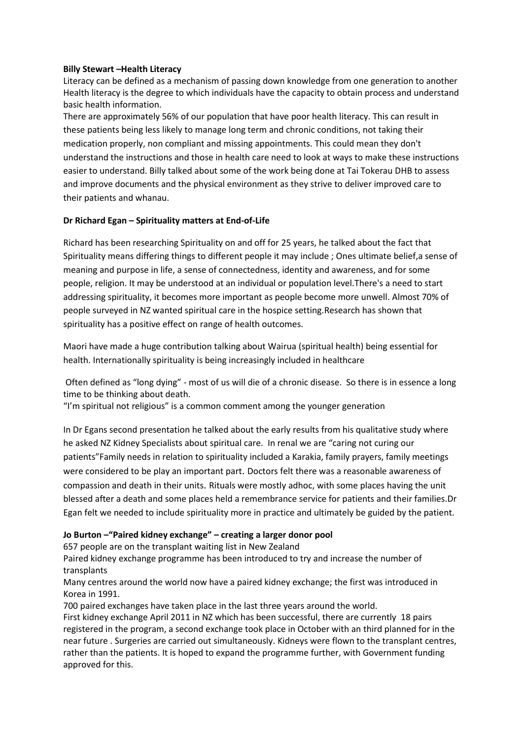**Billy Stewart –Health Literacy**

Literacy can be defined as a mechanism of passing down knowledge from one generation to another Health literacy is the degree to which individuals have the capacity to obtain process and understand basic health information.

There are approximately 56% of our population that have poor health literacy. This can result in these patients being less likely to manage long term and chronic conditions, not taking their medication properly, non compliant and missing appointments. This could mean they don't understand the instructions and those in health care need to look at ways to make these instructions easier to understand. Billy talked about some of the work being done at Tai Tokerau DHB to assess and improve documents and the physical environment as they strive to deliver improved care to their patients and whanau.

**Dr Richard Egan – Spirituality matters at End-of-Life**

Richard has been researching Spirituality on and off for 25 years, he talked about the fact that Spirituality means differing things to different people it may include ; Ones ultimate belief,a sense of meaning and purpose in life, a sense of connectedness, identity and awareness, and for some people, religion. It may be understood at an individual or population level.There's a need to start addressing spirituality, it becomes more important as people become more unwell. Almost 70% of people surveyed in NZ wanted spiritual care in the hospice setting.Research has shown that spirituality has a positive effect on range of health outcomes.

Maori have made a huge contribution talking about Wairua (spiritual health) being essential for health. Internationally spirituality is being increasingly included in healthcare

Often defined as "long dying" - most of us will die of a chronic disease. So there is in essence a long time to be thinking about death.

"I'm spiritual not religious" is a common comment among the younger generation

In Dr Egans second presentation he talked about the early results from his qualitative study where he asked NZ Kidney Specialists about spiritual care. In renal we are "caring not curing our patients"Family needs in relation to spirituality included a Karakia, family prayers, family meetings were considered to be play an important part. Doctors felt there was a reasonable awareness of compassion and death in their units. Rituals were mostly adhoc, with some places having the unit blessed after a death and some places held a remembrance service for patients and their families.Dr Egan felt we needed to include spirituality more in practice and ultimately be guided by the patient.

**Jo Burton –"Paired kidney exchange" – creating a larger donor pool**

657 people are on the transplant waiting list in New Zealand

Paired kidney exchange programme has been introduced to try and increase the number of transplants

Many centres around the world now have a paired kidney exchange; the first was introduced in Korea in 1991.

700 paired exchanges have taken place in the last three years around the world.

First kidney exchange April 2011 in NZ which has been successful, there are currently 18 pairs registered in the program, a second exchange took place in October with an third planned for in the near future . Surgeries are carried out simultaneously. Kidneys were flown to the transplant centres, rather than the patients. It is hoped to expand the programme further, with Government funding approved for this.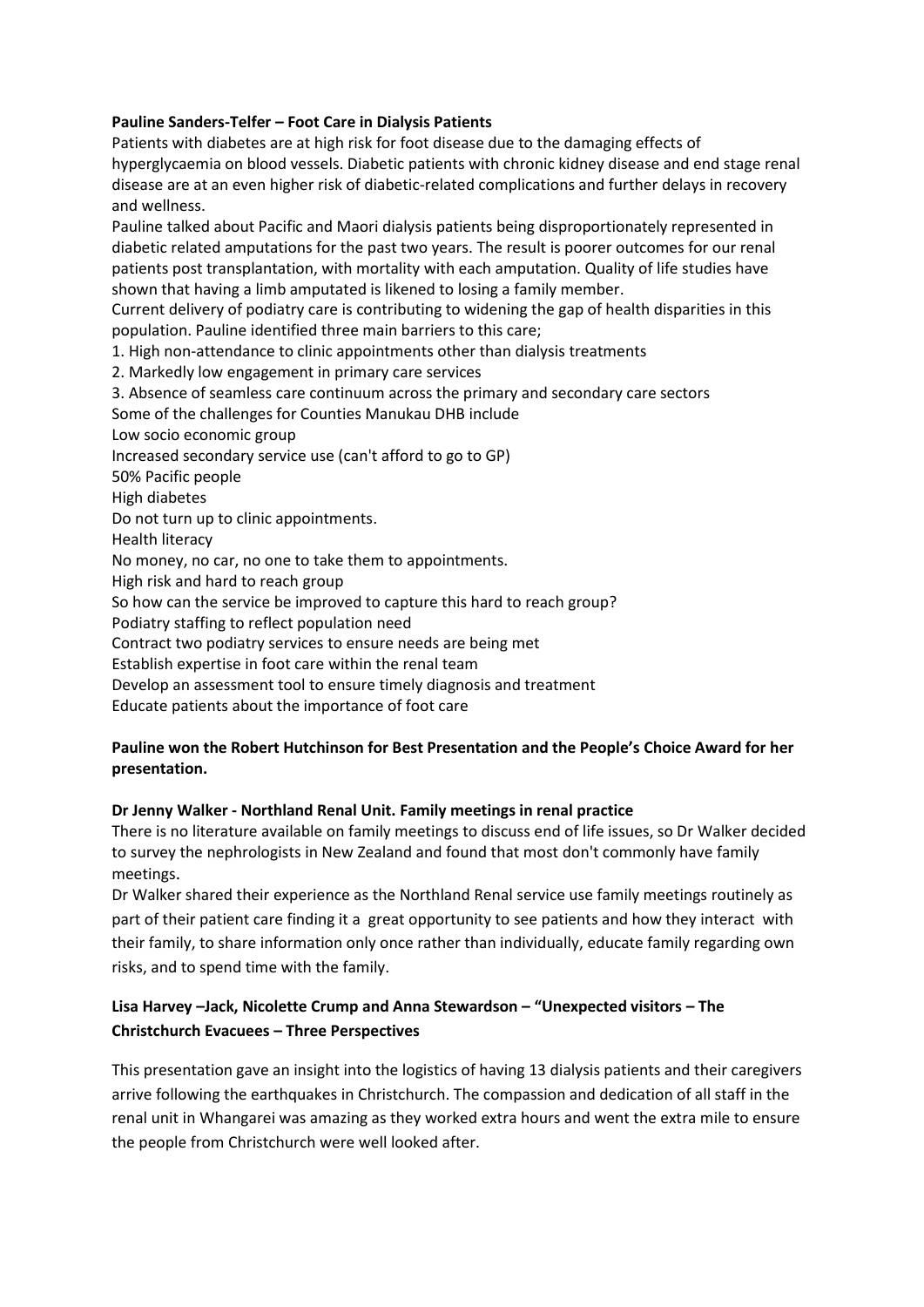**Pauline Sanders-Telfer – Foot Care in Dialysis Patients**

Patients with diabetes are at high risk for foot disease due to the damaging effects of hyperglycaemia on blood vessels. Diabetic patients with chronic kidney disease and end stage renal disease are at an even higher risk of diabetic-related complications and further delays in recovery and wellness.

Pauline talked about Pacific and Maori dialysis patients being disproportionately represented in diabetic related amputations for the past two years. The result is poorer outcomes for our renal patients post transplantation, with mortality with each amputation. Quality of life studies have shown that having a limb amputated is likened to losing a family member.

Current delivery of podiatry care is contributing to widening the gap of health disparities in this population. Pauline identified three main barriers to this care;

1. High non-attendance to clinic appointments other than dialysis treatments
2. Markedly low engagement in primary care services
3. Absence of seamless care continuum across the primary and secondary care sectors

Some of the challenges for Counties Manukau DHB include

Low socio economic group

Increased secondary service use (can't afford to go to GP)

50% Pacific people

High diabetes

Do not turn up to clinic appointments.

Health literacy

No money, no car, no one to take them to appointments.

High risk and hard to reach group

So how can the service be improved to capture this hard to reach group?

Podiatry staffing to reflect population need

Contract two podiatry services to ensure needs are being met

Establish expertise in foot care within the renal team

Develop an assessment tool to ensure timely diagnosis and treatment

Educate patients about the importance of foot care

**Pauline won the Robert Hutchinson for Best Presentation and the People's Choice Award for her presentation.**

**Dr Jenny Walker - Northland Renal Unit. Family meetings in renal practice**

There is no literature available on family meetings to discuss end of life issues, so Dr Walker decided to survey the nephrologists in New Zealand and found that most don't commonly have family meetings.

Dr Walker shared their experience as the Northland Renal service use family meetings routinely as part of their patient care finding it a great opportunity to see patients and how they interact with their family, to share information only once rather than individually, educate family regarding own risks, and to spend time with the family.

**Lisa Harvey –Jack, Nicolette Crump and Anna Stewardson – "Unexpected visitors – The Christchurch Evacuees – Three Perspectives**

This presentation gave an insight into the logistics of having 13 dialysis patients and their caregivers arrive following the earthquakes in Christchurch. The compassion and dedication of all staff in the renal unit in Whangarei was amazing as they worked extra hours and went the extra mile to ensure the people from Christchurch were well looked after.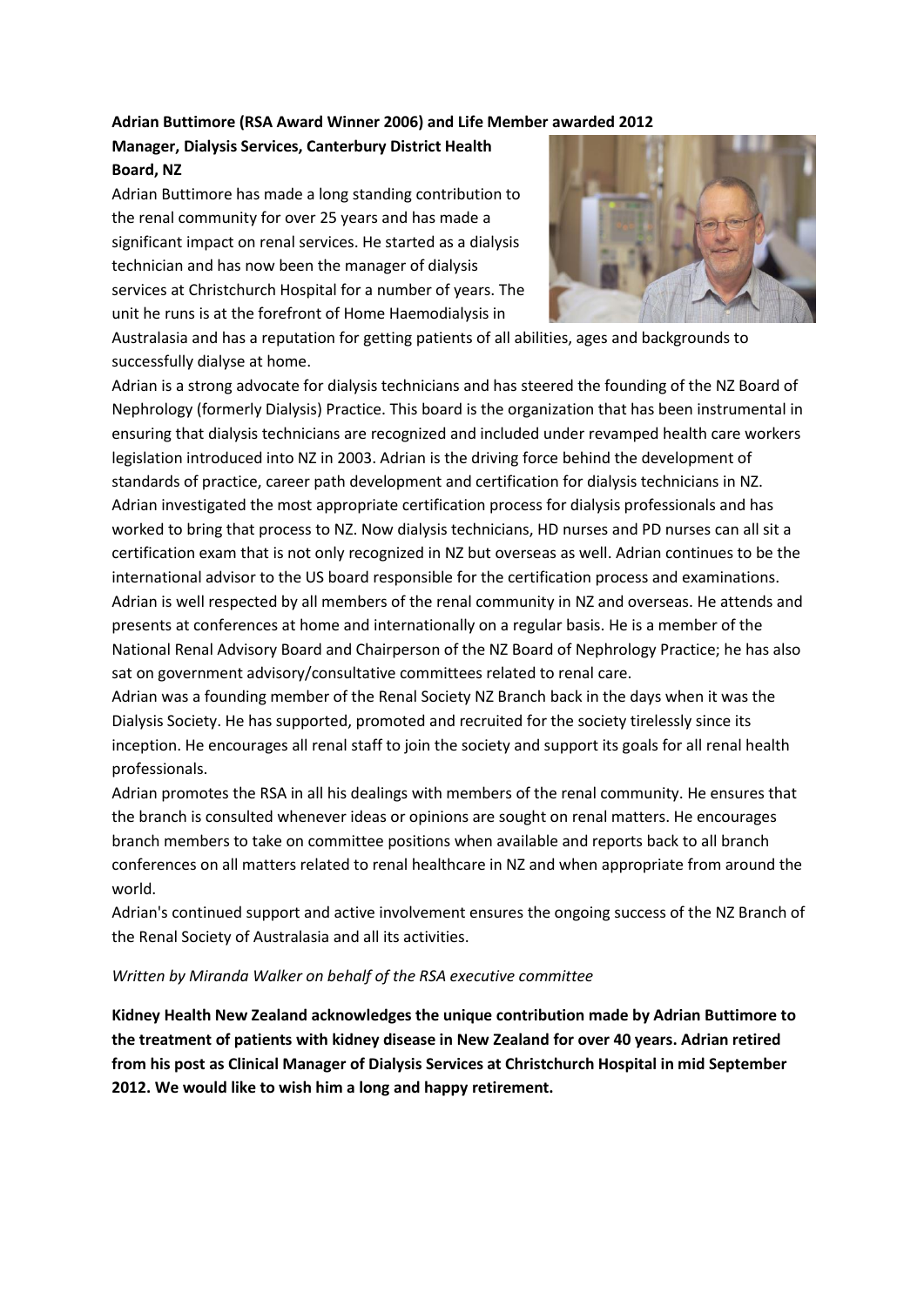**Adrian Buttimore (RSA Award Winner 2006) and Life Member awarded 2012**

**Manager, Dialysis Services, Canterbury District Health Board, NZ**

Adrian Buttimore has made a long standing contribution to the renal community for over 25 years and has made a significant impact on renal services. He started as a dialysis technician and has now been the manager of dialysis services at Christchurch Hospital for a number of years. The unit he runs is at the forefront of Home Haemodialysis in Australasia and has a reputation for getting patients of all abilities, ages and backgrounds to successfully dialyse at home.

Adrian is a strong advocate for dialysis technicians and has steered the founding of the NZ Board of Nephrology (formerly Dialysis) Practice. This board is the organization that has been instrumental in ensuring that dialysis technicians are recognized and included under revamped health care workers legislation introduced into NZ in 2003. Adrian is the driving force behind the development of standards of practice, career path development and certification for dialysis technicians in NZ. Adrian investigated the most appropriate certification process for dialysis professionals and has worked to bring that process to NZ. Now dialysis technicians, HD nurses and PD nurses can all sit a certification exam that is not only recognized in NZ but overseas as well. Adrian continues to be the international advisor to the US board responsible for the certification process and examinations. Adrian is well respected by all members of the renal community in NZ and overseas. He attends and presents at conferences at home and internationally on a regular basis. He is a member of the National Renal Advisory Board and Chairperson of the NZ Board of Nephrology Practice; he has also sat on government advisory/consultative committees related to renal care.

Adrian was a founding member of the Renal Society NZ Branch back in the days when it was the Dialysis Society. He has supported, promoted and recruited for the society tirelessly since its inception. He encourages all renal staff to join the society and support its goals for all renal health professionals.

Adrian promotes the RSA in all his dealings with members of the renal community. He ensures that the branch is consulted whenever ideas or opinions are sought on renal matters. He encourages branch members to take on committee positions when available and reports back to all branch conferences on all matters related to renal healthcare in NZ and when appropriate from around the world.

Adrian's continued support and active involvement ensures the ongoing success of the NZ Branch of the Renal Society of Australasia and all its activities.

*Written by Miranda Walker on behalf of the RSA executive committee*

**Kidney Health New Zealand acknowledges the unique contribution made by Adrian Buttimore to the treatment of patients with kidney disease in New Zealand for over 40 years. Adrian retired from his post as Clinical Manager of Dialysis Services at Christchurch Hospital in mid September 2012. We would like to wish him a long and happy retirement.**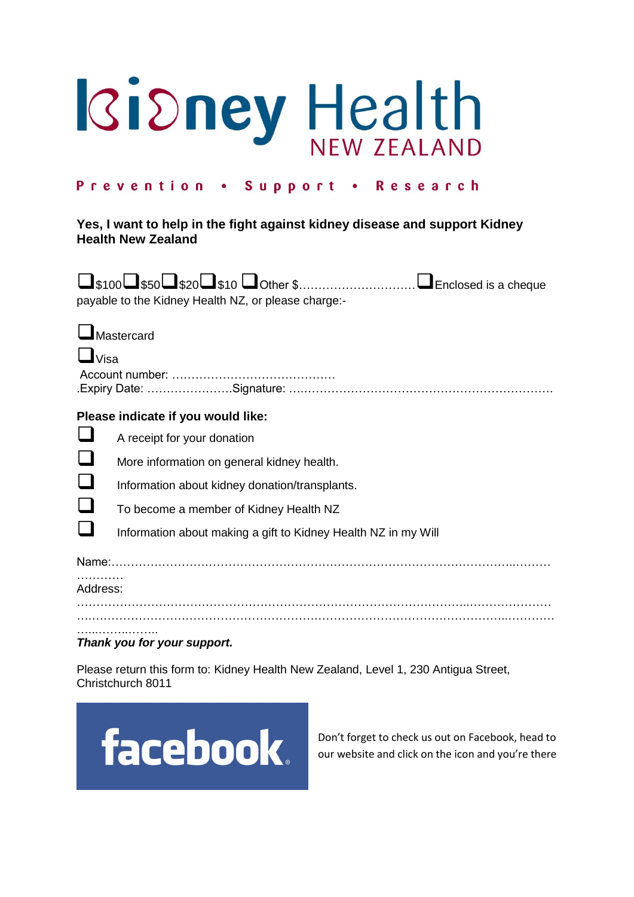# Kidney Health NEW ZEALAND

**Prevention • Support • Research**

**Yes, I want to help in the fight against kidney disease and support Kidney Health New Zealand**

❑$100❑$50❑$20❑$10 ❑Other $………………………….❑Enclosed is a cheque payable to the Kidney Health NZ, or please charge:-

❑Mastercard

❑Visa

Account number: ……………………………………

.Expiry Date: ………………….Signature: …..………………………………………………………

**Please indicate if you would like:**

- ❑ A receipt for your donation
- ❑ More information on general kidney health.
- ❑ Information about kidney donation/transplants.
- ❑ To become a member of Kidney Health NZ
- ❑ Information about making a gift to Kidney Health NZ in my Will

Name:………………………………………………………………………………………………..……… …………

Address:

……………………………………………………………………………………………..…………………

….………………………………………………………………………………………………..…………

…...……..……..

***Thank you for your support.***

Please return this form to: Kidney Health New Zealand, Level 1, 230 Antigua Street, Christchurch 8011

facebook

Don't forget to check us out on Facebook, head to our website and click on the icon and you're there